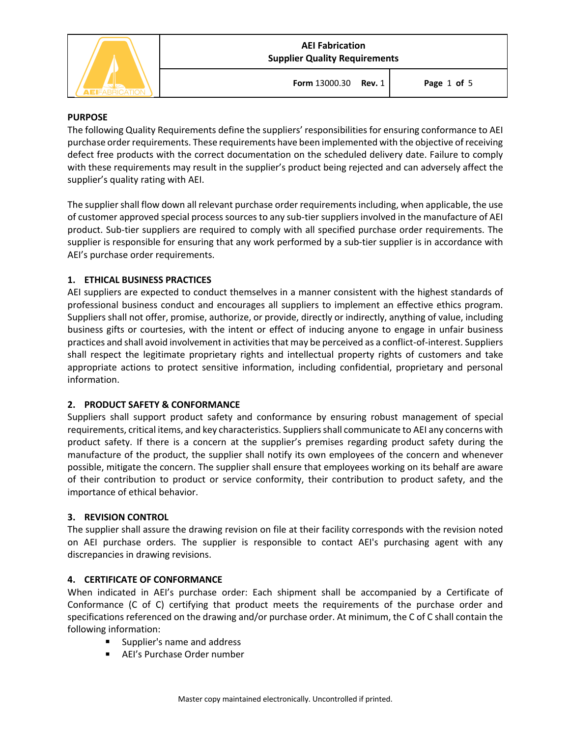# AEI Fabrication
## Supplier Quality Requirements

Form 13000.30 **Rev.** 1

## PURPOSE

The following Quality Requirements define the suppliers' responsibilities for ensuring conformance to AEI purchase order requirements. These requirements have been implemented with the objective of receiving defect free products with the correct documentation on the scheduled delivery date. Failure to comply with these requirements may result in the supplier's product being rejected and can adversely affect the supplier's quality rating with AEI.

The supplier shall flow down all relevant purchase order requirements including, when applicable, the use of customer approved special process sources to any sub-tier suppliers involved in the manufacture of AEI product. Sub-tier suppliers are required to comply with all specified purchase order requirements. The supplier is responsible for ensuring that any work performed by a sub-tier supplier is in accordance with AEI's purchase order requirements.

## 1. ETHICAL BUSINESS PRACTICES

AEI suppliers are expected to conduct themselves in a manner consistent with the highest standards of professional business conduct and encourages all suppliers to implement an effective ethics program. Suppliers shall not offer, promise, authorize, or provide, directly or indirectly, anything of value, including business gifts or courtesies, with the intent or effect of inducing anyone to engage in unfair business practices and shall avoid involvement in activities that may be perceived as a conflict-of-interest. Suppliers shall respect the legitimate proprietary rights and intellectual property rights of customers and take appropriate actions to protect sensitive information, including confidential, proprietary and personal information.

## 2. PRODUCT SAFETY & CONFORMANCE

Suppliers shall support product safety and conformance by ensuring robust management of special requirements, critical items, and key characteristics. Suppliers shall communicate to AEI any concerns with product safety. If there is a concern at the supplier's premises regarding product safety during the manufacture of the product, the supplier shall notify its own employees of the concern and whenever possible, mitigate the concern. The supplier shall ensure that employees working on its behalf are aware of their contribution to product or service conformity, their contribution to product safety, and the importance of ethical behavior.

## 3. REVISION CONTROL

The supplier shall assure the drawing revision on file at their facility corresponds with the revision noted on AEI purchase orders. The supplier is responsible to contact AEI's purchasing agent with any discrepancies in drawing revisions.

## 4. CERTIFICATE OF CONFORMANCE

When indicated in AEI's purchase order: Each shipment shall be accompanied by a Certificate of Conformance (C of C) certifying that product meets the requirements of the purchase order and specifications referenced on the drawing and/or purchase order. At minimum, the C of C shall contain the following information:

- Supplier's name and address
- AEI's Purchase Order number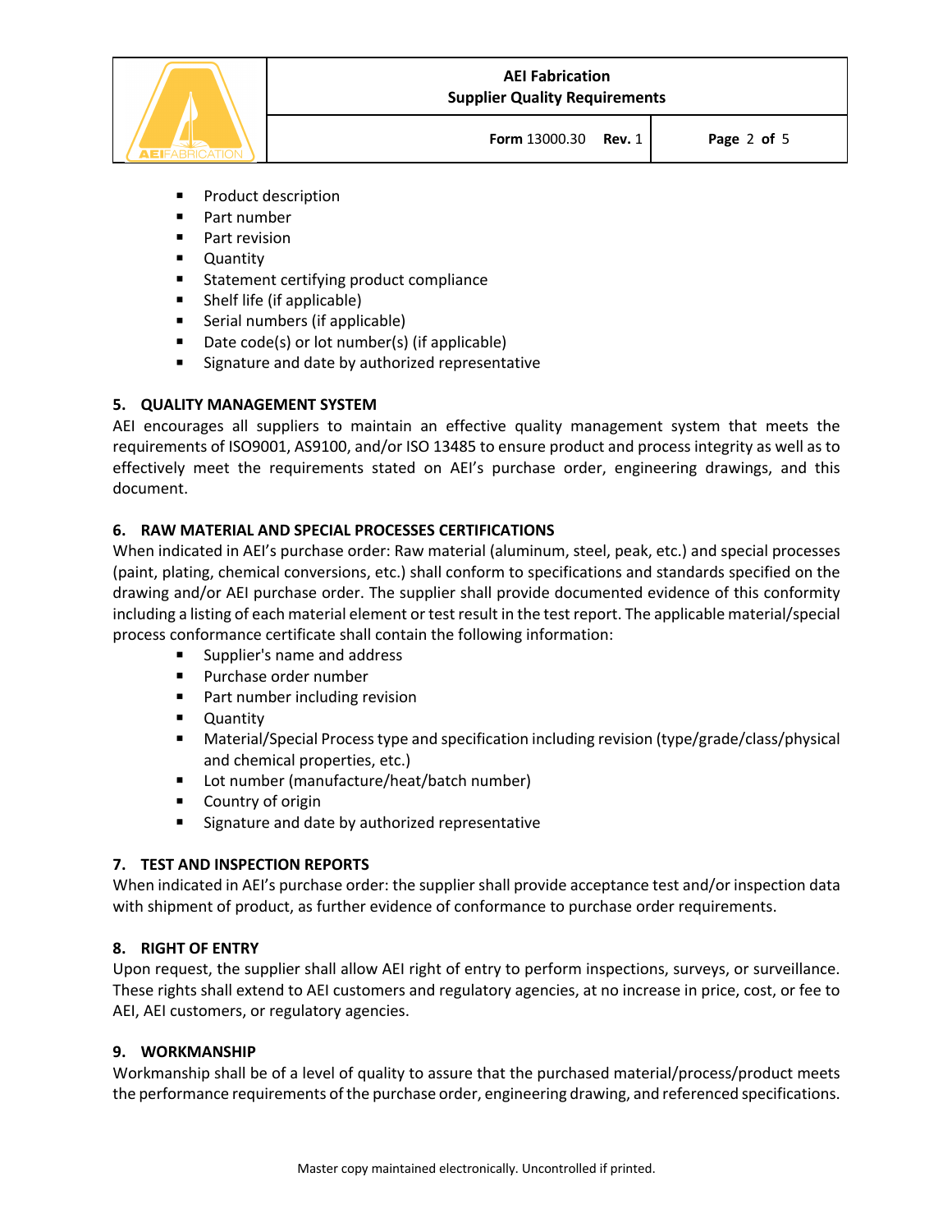- Product description
- Part number
- Part revision
- Quantity
- Statement certifying product compliance
- Shelf life (if applicable)
- Serial numbers (if applicable)
- Date code(s) or lot number(s) (if applicable)
- Signature and date by authorized representative

## 5. QUALITY MANAGEMENT SYSTEM

AEI encourages all suppliers to maintain an effective quality management system that meets the requirements of ISO9001, AS9100, and/or ISO 13485 to ensure product and process integrity as well as to effectively meet the requirements stated on AEI's purchase order, engineering drawings, and this document.

## 6. RAW MATERIAL AND SPECIAL PROCESSES CERTIFICATIONS

When indicated in AEI's purchase order: Raw material (aluminum, steel, peak, etc.) and special processes (paint, plating, chemical conversions, etc.) shall conform to specifications and standards specified on the drawing and/or AEI purchase order. The supplier shall provide documented evidence of this conformity including a listing of each material element or test result in the test report. The applicable material/special process conformance certificate shall contain the following information:

- Supplier's name and address
- Purchase order number
- Part number including revision
- Quantity
- Material/Special Process type and specification including revision (type/grade/class/physical and chemical properties, etc.)
- Lot number (manufacture/heat/batch number)
- Country of origin
- Signature and date by authorized representative

## 7. TEST AND INSPECTION REPORTS

When indicated in AEI's purchase order: the supplier shall provide acceptance test and/or inspection data with shipment of product, as further evidence of conformance to purchase order requirements.

## 8. RIGHT OF ENTRY

Upon request, the supplier shall allow AEI right of entry to perform inspections, surveys, or surveillance. These rights shall extend to AEI customers and regulatory agencies, at no increase in price, cost, or fee to AEI, AEI customers, or regulatory agencies.

## 9. WORKMANSHIP

Workmanship shall be of a level of quality to assure that the purchased material/process/product meets the performance requirements of the purchase order, engineering drawing, and referenced specifications.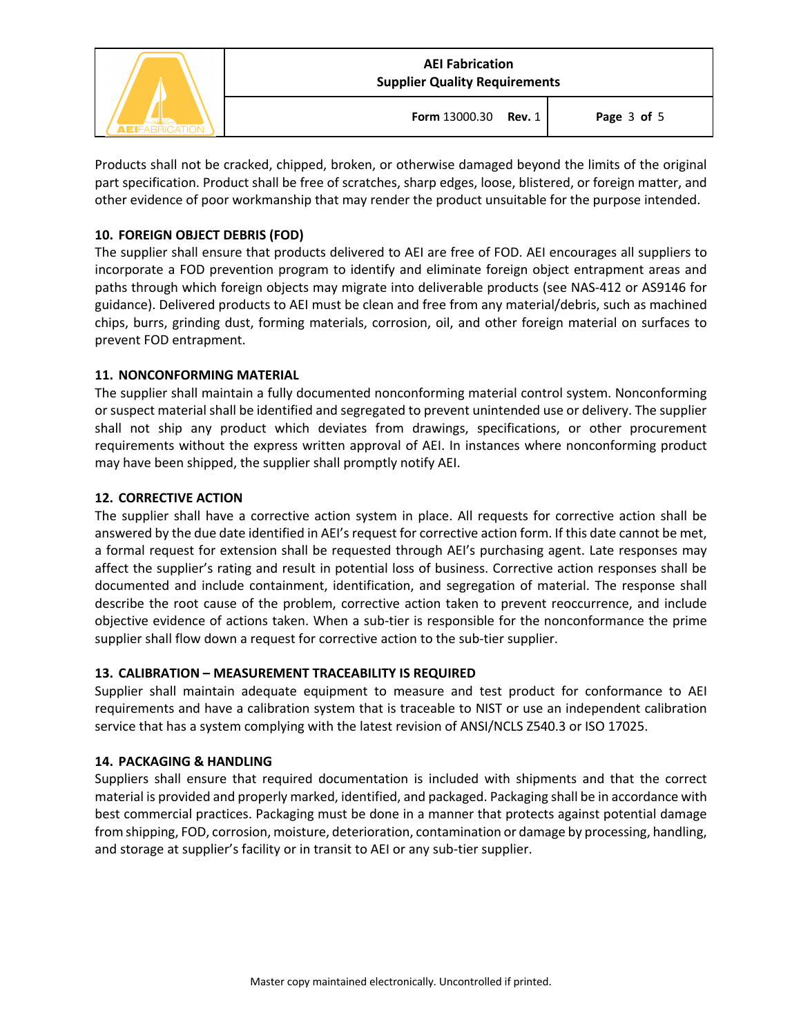Products shall not be cracked, chipped, broken, or otherwise damaged beyond the limits of the original part specification. Product shall be free of scratches, sharp edges, loose, blistered, or foreign matter, and other evidence of poor workmanship that may render the product unsuitable for the purpose intended.

## 10. FOREIGN OBJECT DEBRIS (FOD)

The supplier shall ensure that products delivered to AEI are free of FOD. AEI encourages all suppliers to incorporate a FOD prevention program to identify and eliminate foreign object entrapment areas and paths through which foreign objects may migrate into deliverable products (see NAS-412 or AS9146 for guidance). Delivered products to AEI must be clean and free from any material/debris, such as machined chips, burrs, grinding dust, forming materials, corrosion, oil, and other foreign material on surfaces to prevent FOD entrapment.

## 11. NONCONFORMING MATERIAL

The supplier shall maintain a fully documented nonconforming material control system. Nonconforming or suspect material shall be identified and segregated to prevent unintended use or delivery. The supplier shall not ship any product which deviates from drawings, specifications, or other procurement requirements without the express written approval of AEI. In instances where nonconforming product may have been shipped, the supplier shall promptly notify AEI.

## 12. CORRECTIVE ACTION

The supplier shall have a corrective action system in place. All requests for corrective action shall be answered by the due date identified in AEI's request for corrective action form. If this date cannot be met, a formal request for extension shall be requested through AEI's purchasing agent. Late responses may affect the supplier's rating and result in potential loss of business. Corrective action responses shall be documented and include containment, identification, and segregation of material. The response shall describe the root cause of the problem, corrective action taken to prevent reoccurrence, and include objective evidence of actions taken. When a sub-tier is responsible for the nonconformance the prime supplier shall flow down a request for corrective action to the sub-tier supplier.

## 13. CALIBRATION – MEASUREMENT TRACEABILITY IS REQUIRED

Supplier shall maintain adequate equipment to measure and test product for conformance to AEI requirements and have a calibration system that is traceable to NIST or use an independent calibration service that has a system complying with the latest revision of ANSI/NCLS Z540.3 or ISO 17025.

## 14. PACKAGING & HANDLING

Suppliers shall ensure that required documentation is included with shipments and that the correct material is provided and properly marked, identified, and packaged. Packaging shall be in accordance with best commercial practices. Packaging must be done in a manner that protects against potential damage from shipping, FOD, corrosion, moisture, deterioration, contamination or damage by processing, handling, and storage at supplier's facility or in transit to AEI or any sub-tier supplier.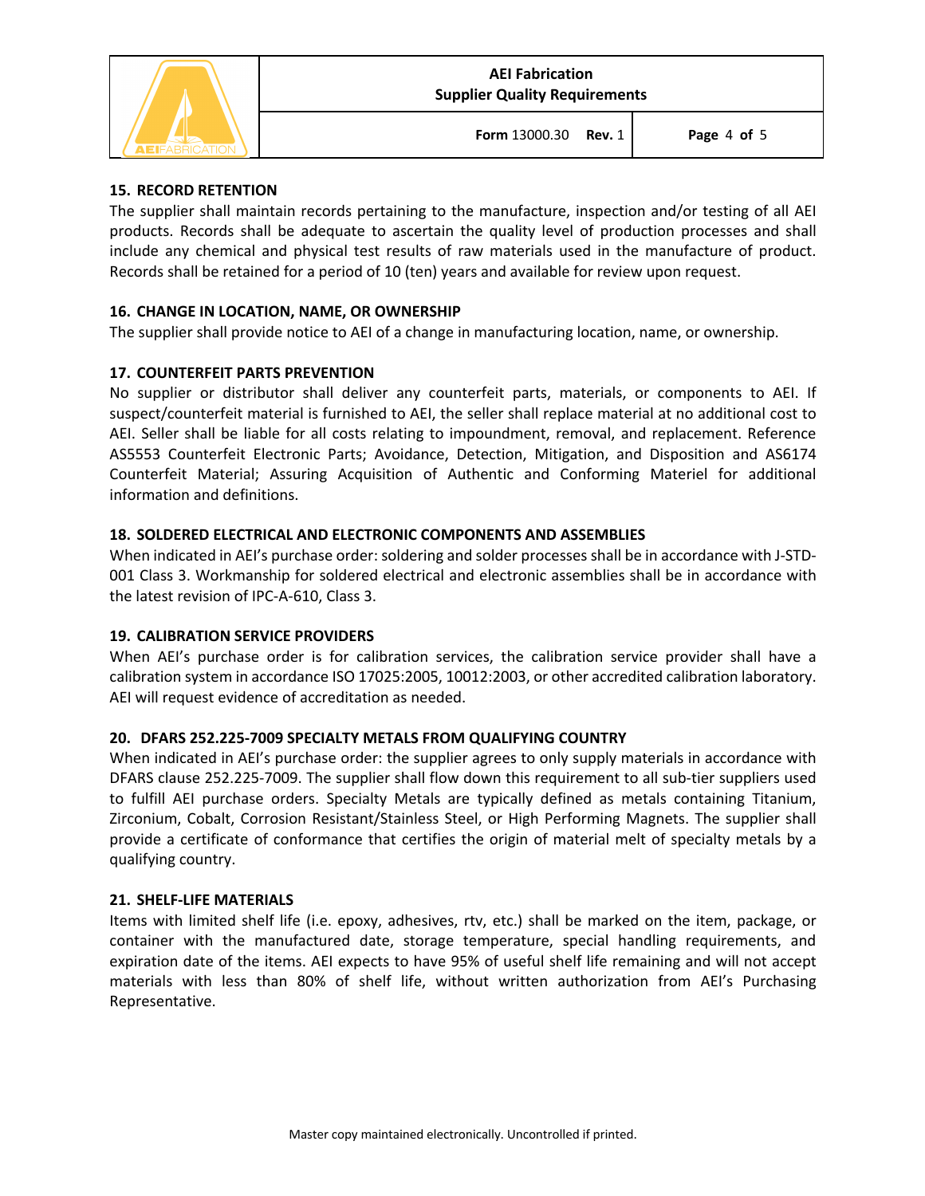## 15. RECORD RETENTION

The supplier shall maintain records pertaining to the manufacture, inspection and/or testing of all AEI products. Records shall be adequate to ascertain the quality level of production processes and shall include any chemical and physical test results of raw materials used in the manufacture of product. Records shall be retained for a period of 10 (ten) years and available for review upon request.

## 16. CHANGE IN LOCATION, NAME, OR OWNERSHIP

The supplier shall provide notice to AEI of a change in manufacturing location, name, or ownership.

## 17. COUNTERFEIT PARTS PREVENTION

No supplier or distributor shall deliver any counterfeit parts, materials, or components to AEI. If suspect/counterfeit material is furnished to AEI, the seller shall replace material at no additional cost to AEI. Seller shall be liable for all costs relating to impoundment, removal, and replacement. Reference AS5553 Counterfeit Electronic Parts; Avoidance, Detection, Mitigation, and Disposition and AS6174 Counterfeit Material; Assuring Acquisition of Authentic and Conforming Materiel for additional information and definitions.

## 18. SOLDERED ELECTRICAL AND ELECTRONIC COMPONENTS AND ASSEMBLIES

When indicated in AEI's purchase order: soldering and solder processes shall be in accordance with J-STD-001 Class 3. Workmanship for soldered electrical and electronic assemblies shall be in accordance with the latest revision of IPC-A-610, Class 3.

## 19. CALIBRATION SERVICE PROVIDERS

When AEI's purchase order is for calibration services, the calibration service provider shall have a calibration system in accordance ISO 17025:2005, 10012:2003, or other accredited calibration laboratory. AEI will request evidence of accreditation as needed.

## 20. DFARS 252.225-7009 SPECIALTY METALS FROM QUALIFYING COUNTRY

When indicated in AEI's purchase order: the supplier agrees to only supply materials in accordance with DFARS clause 252.225-7009. The supplier shall flow down this requirement to all sub-tier suppliers used to fulfill AEI purchase orders. Specialty Metals are typically defined as metals containing Titanium, Zirconium, Cobalt, Corrosion Resistant/Stainless Steel, or High Performing Magnets. The supplier shall provide a certificate of conformance that certifies the origin of material melt of specialty metals by a qualifying country.

## 21. SHELF-LIFE MATERIALS

Items with limited shelf life (i.e. epoxy, adhesives, rtv, etc.) shall be marked on the item, package, or container with the manufactured date, storage temperature, special handling requirements, and expiration date of the items. AEI expects to have 95% of useful shelf life remaining and will not accept materials with less than 80% of shelf life, without written authorization from AEI's Purchasing Representative.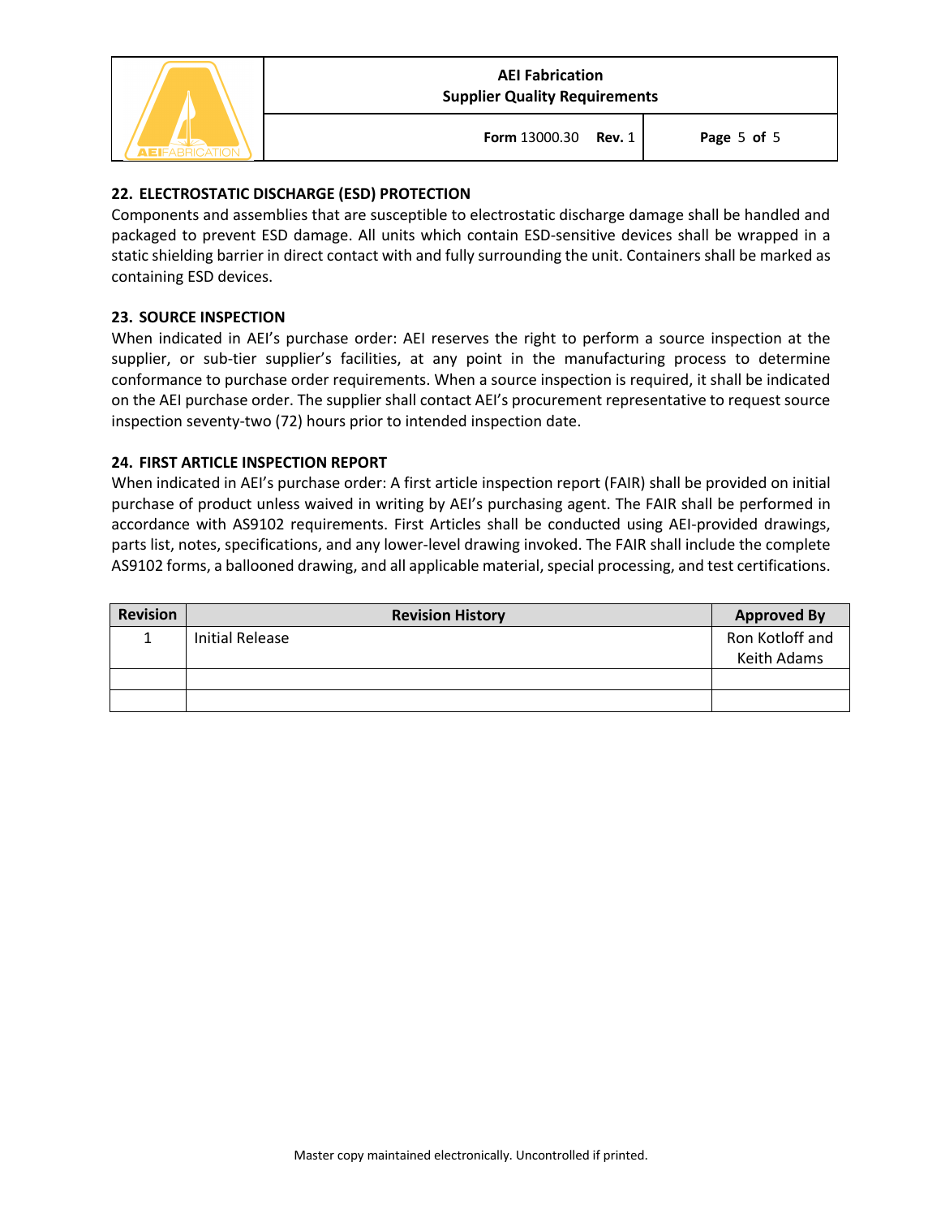## 22. ELECTROSTATIC DISCHARGE (ESD) PROTECTION

Components and assemblies that are susceptible to electrostatic discharge damage shall be handled and packaged to prevent ESD damage. All units which contain ESD-sensitive devices shall be wrapped in a static shielding barrier in direct contact with and fully surrounding the unit. Containers shall be marked as containing ESD devices.

## 23. SOURCE INSPECTION

When indicated in AEI's purchase order: AEI reserves the right to perform a source inspection at the supplier, or sub-tier supplier's facilities, at any point in the manufacturing process to determine conformance to purchase order requirements. When a source inspection is required, it shall be indicated on the AEI purchase order. The supplier shall contact AEI's procurement representative to request source inspection seventy-two (72) hours prior to intended inspection date.

## 24. FIRST ARTICLE INSPECTION REPORT

When indicated in AEI's purchase order: A first article inspection report (FAIR) shall be provided on initial purchase of product unless waived in writing by AEI's purchasing agent. The FAIR shall be performed in accordance with AS9102 requirements. First Articles shall be conducted using AEI-provided drawings, parts list, notes, specifications, and any lower-level drawing invoked. The FAIR shall include the complete AS9102 forms, a ballooned drawing, and all applicable material, special processing, and test certifications.

| Revision | Revision History | Approved By |
|---|---|---|
| 1 | Initial Release | Ron Kotloff and Keith Adams |
| | | |
| | | |

Master copy maintained electronically. Uncontrolled if printed.